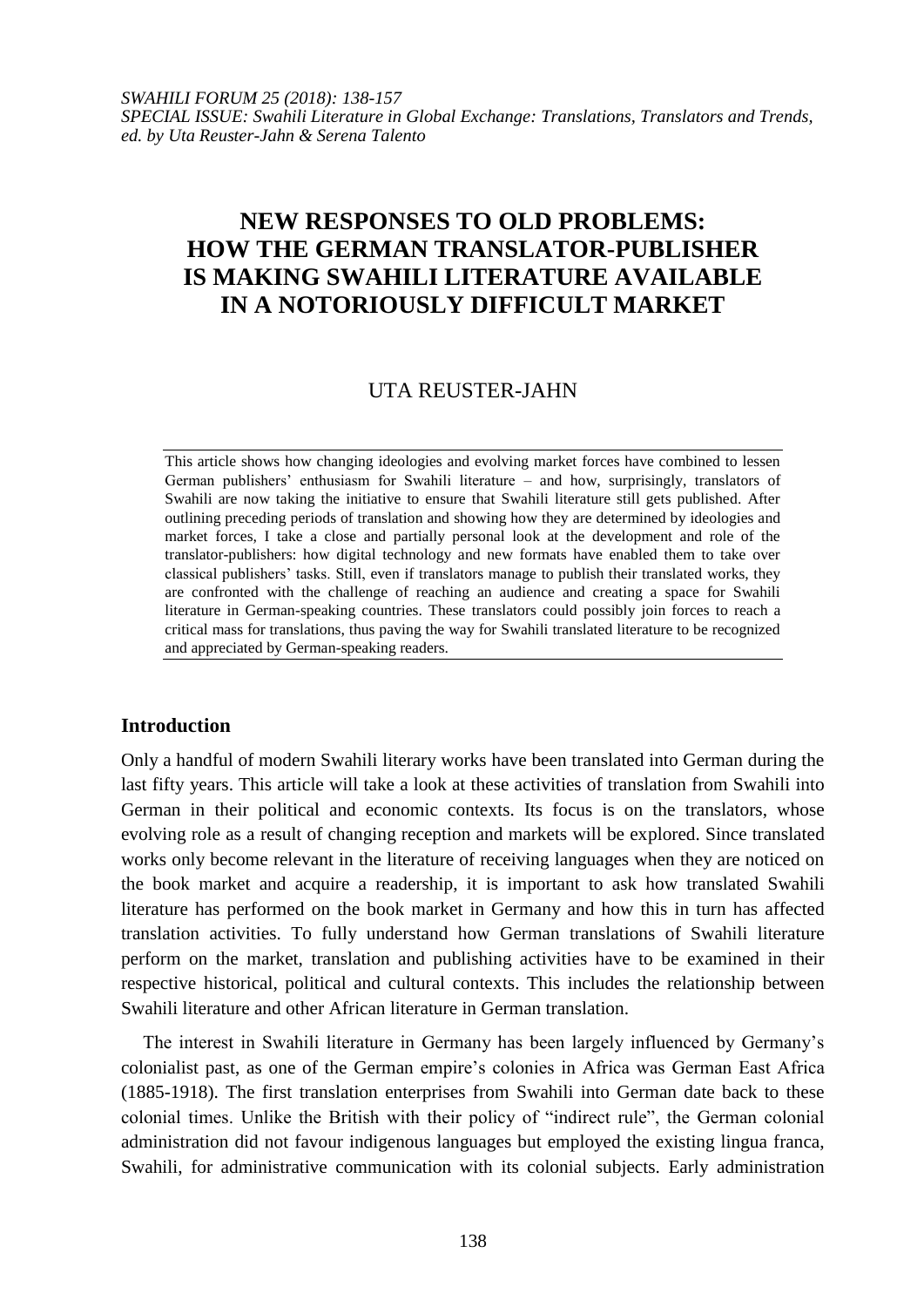# NEW RESPONSES TO OLD PROBLEMS: HOW THE GERMAN TRANSLATOR-PUBLISHER IS MAKING SWAHILI LITERATURE AVAILABLE IN A NOTORIOUSLY DIFFICULT MARKET

UTA REUSTER-JAHN

This article shows how changing ideologies and evolving market forces have combined to lessen German publishers' enthusiasm for Swahili literature – and how, surprisingly, translators of Swahili are now taking the initiative to ensure that Swahili literature still gets published. After outlining preceding periods of translation and showing how they are determined by ideologies and market forces, I take a close and partially personal look at the development and role of the translator-publishers: how digital technology and new formats have enabled them to take over classical publishers' tasks. Still, even if translators manage to publish their translated works, they are confronted with the challenge of reaching an audience and creating a space for Swahili literature in German-speaking countries. These translators could possibly join forces to reach a critical mass for translations, thus paving the way for Swahili translated literature to be recognized and appreciated by German-speaking readers.

## Introduction

Only a handful of modern Swahili literary works have been translated into German during the last fifty years. This article will take a look at these activities of translation from Swahili into German in their political and economic contexts. Its focus is on the translators, whose evolving role as a result of changing reception and markets will be explored. Since translated works only become relevant in the literature of receiving languages when they are noticed on the book market and acquire a readership, it is important to ask how translated Swahili literature has performed on the book market in Germany and how this in turn has affected translation activities. To fully understand how German translations of Swahili literature perform on the market, translation and publishing activities have to be examined in their respective historical, political and cultural contexts. This includes the relationship between Swahili literature and other African literature in German translation.

The interest in Swahili literature in Germany has been largely influenced by Germany's colonialist past, as one of the German empire's colonies in Africa was German East Africa (1885-1918). The first translation enterprises from Swahili into German date back to these colonial times. Unlike the British with their policy of "indirect rule", the German colonial administration did not favour indigenous languages but employed the existing lingua franca, Swahili, for administrative communication with its colonial subjects. Early administration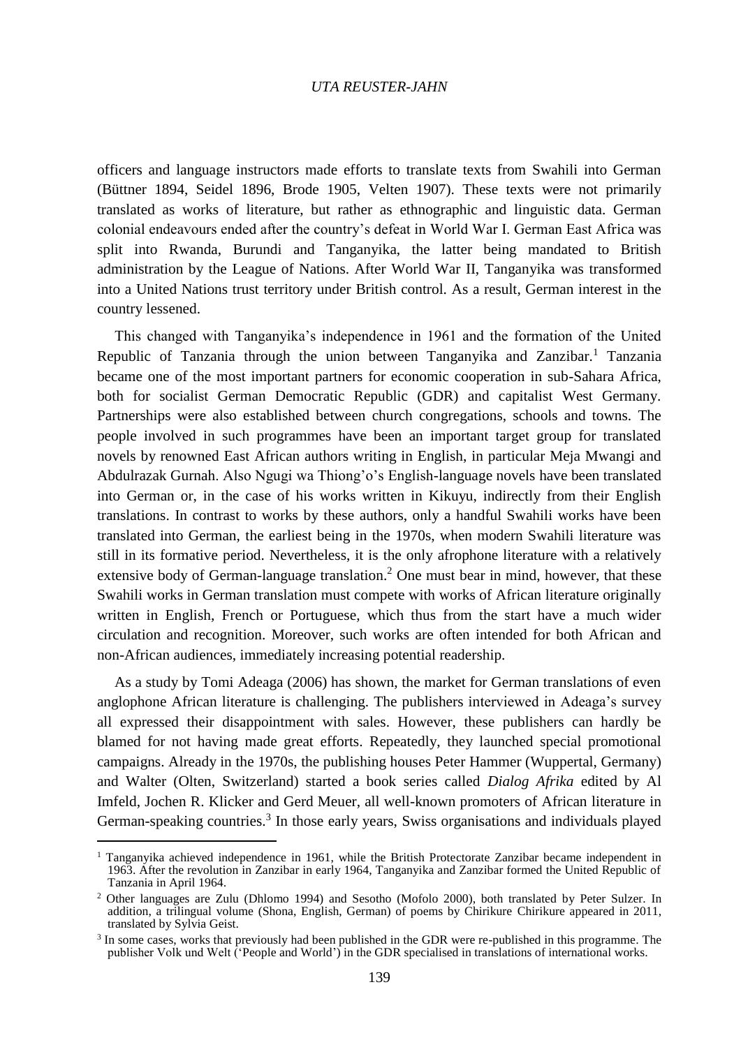officers and language instructors made efforts to translate texts from Swahili into German (Büttner 1894, Seidel 1896, Brode 1905, Velten 1907). These texts were not primarily translated as works of literature, but rather as ethnographic and linguistic data. German colonial endeavours ended after the country's defeat in World War I. German East Africa was split into Rwanda, Burundi and Tanganyika, the latter being mandated to British administration by the League of Nations. After World War II, Tanganyika was transformed into a United Nations trust territory under British control. As a result, German interest in the country lessened.

This changed with Tanganyika's independence in 1961 and the formation of the United Republic of Tanzania through the union between Tanganyika and Zanzibar.[1] Tanzania became one of the most important partners for economic cooperation in sub-Sahara Africa, both for socialist German Democratic Republic (GDR) and capitalist West Germany. Partnerships were also established between church congregations, schools and towns. The people involved in such programmes have been an important target group for translated novels by renowned East African authors writing in English, in particular Meja Mwangi and Abdulrazak Gurnah. Also Ngugi wa Thiong'o's English-language novels have been translated into German or, in the case of his works written in Kikuyu, indirectly from their English translations. In contrast to works by these authors, only a handful Swahili works have been translated into German, the earliest being in the 1970s, when modern Swahili literature was still in its formative period. Nevertheless, it is the only afrophone literature with a relatively extensive body of German-language translation.[2] One must bear in mind, however, that these Swahili works in German translation must compete with works of African literature originally written in English, French or Portuguese, which thus from the start have a much wider circulation and recognition. Moreover, such works are often intended for both African and non-African audiences, immediately increasing potential readership.

As a study by Tomi Adeaga (2006) has shown, the market for German translations of even anglophone African literature is challenging. The publishers interviewed in Adeaga's survey all expressed their disappointment with sales. However, these publishers can hardly be blamed for not having made great efforts. Repeatedly, they launched special promotional campaigns. Already in the 1970s, the publishing houses Peter Hammer (Wuppertal, Germany) and Walter (Olten, Switzerland) started a book series called *Dialog Afrika* edited by Al Imfeld, Jochen R. Klicker and Gerd Meuer, all well-known promoters of African literature in German-speaking countries.[3] In those early years, Swiss organisations and individuals played

---

[1] Tanganyika achieved independence in 1961, while the British Protectorate Zanzibar became independent in 1963. After the revolution in Zanzibar in early 1964, Tanganyika and Zanzibar formed the United Republic of Tanzania in April 1964.

[2] Other languages are Zulu (Dhlomo 1994) and Sesotho (Mofolo 2000), both translated by Peter Sulzer. In addition, a trilingual volume (Shona, English, German) of poems by Chirikure Chirikure appeared in 2011, translated by Sylvia Geist.

[3] In some cases, works that previously had been published in the GDR were re-published in this programme. The publisher Volk und Welt ('People and World') in the GDR specialised in translations of international works.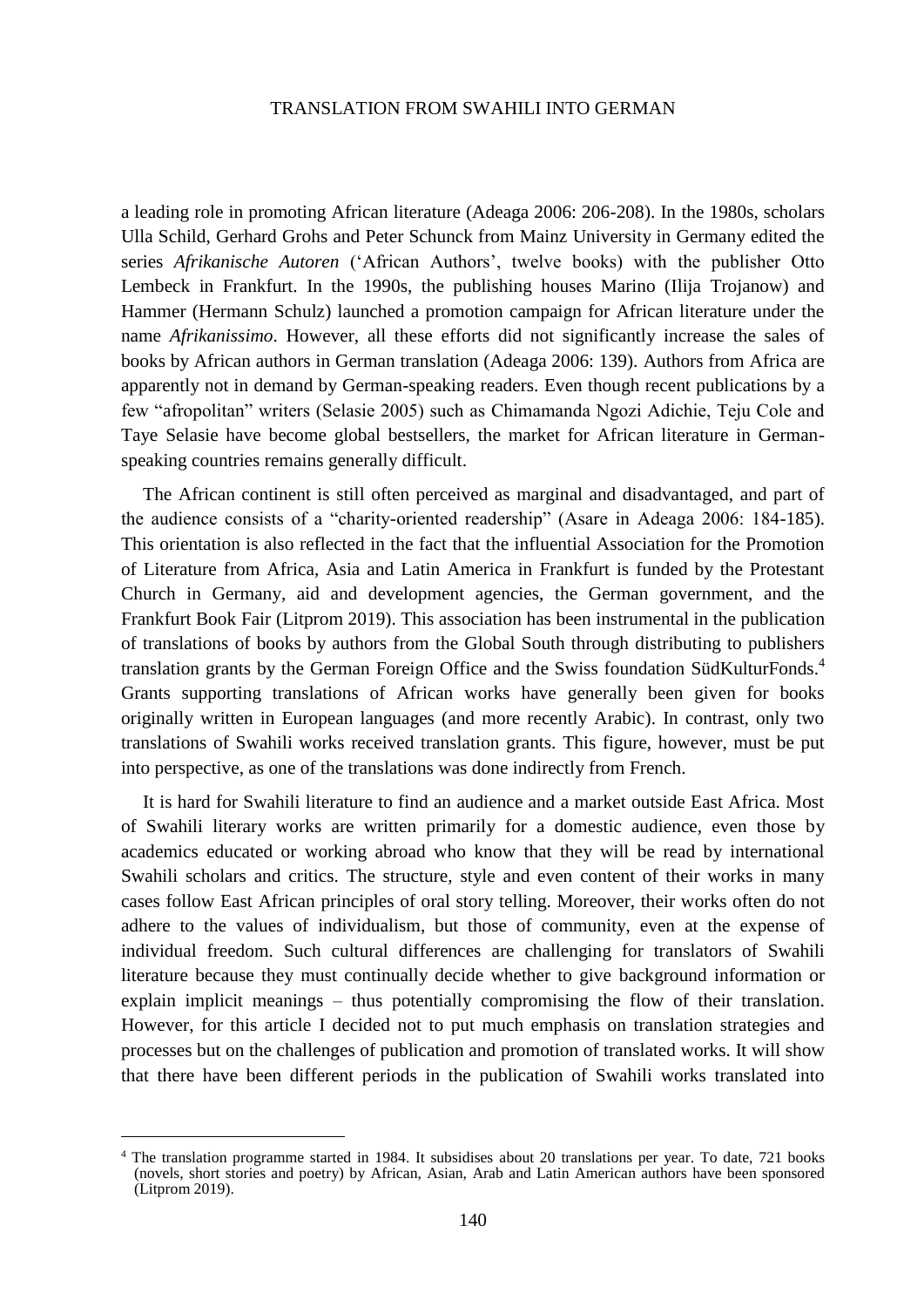a leading role in promoting African literature (Adeaga 2006: 206-208). In the 1980s, scholars Ulla Schild, Gerhard Grohs and Peter Schunck from Mainz University in Germany edited the series *Afrikanische Autoren* ('African Authors', twelve books) with the publisher Otto Lembeck in Frankfurt. In the 1990s, the publishing houses Marino (Ilija Trojanow) and Hammer (Hermann Schulz) launched a promotion campaign for African literature under the name *Afrikanissimo*. However, all these efforts did not significantly increase the sales of books by African authors in German translation (Adeaga 2006: 139). Authors from Africa are apparently not in demand by German-speaking readers. Even though recent publications by a few "afropolitan" writers (Selasie 2005) such as Chimamanda Ngozi Adichie, Teju Cole and Taye Selasie have become global bestsellers, the market for African literature in German-speaking countries remains generally difficult.

The African continent is still often perceived as marginal and disadvantaged, and part of the audience consists of a "charity-oriented readership" (Asare in Adeaga 2006: 184-185). This orientation is also reflected in the fact that the influential Association for the Promotion of Literature from Africa, Asia and Latin America in Frankfurt is funded by the Protestant Church in Germany, aid and development agencies, the German government, and the Frankfurt Book Fair (Litprom 2019). This association has been instrumental in the publication of translations of books by authors from the Global South through distributing to publishers translation grants by the German Foreign Office and the Swiss foundation SüdKulturFonds.[4] Grants supporting translations of African works have generally been given for books originally written in European languages (and more recently Arabic). In contrast, only two translations of Swahili works received translation grants. This figure, however, must be put into perspective, as one of the translations was done indirectly from French.

It is hard for Swahili literature to find an audience and a market outside East Africa. Most of Swahili literary works are written primarily for a domestic audience, even those by academics educated or working abroad who know that they will be read by international Swahili scholars and critics. The structure, style and even content of their works in many cases follow East African principles of oral story telling. Moreover, their works often do not adhere to the values of individualism, but those of community, even at the expense of individual freedom. Such cultural differences are challenging for translators of Swahili literature because they must continually decide whether to give background information or explain implicit meanings – thus potentially compromising the flow of their translation. However, for this article I decided not to put much emphasis on translation strategies and processes but on the challenges of publication and promotion of translated works. It will show that there have been different periods in the publication of Swahili works translated into

[4] The translation programme started in 1984. It subsidises about 20 translations per year. To date, 721 books (novels, short stories and poetry) by African, Asian, Arab and Latin American authors have been sponsored (Litprom 2019).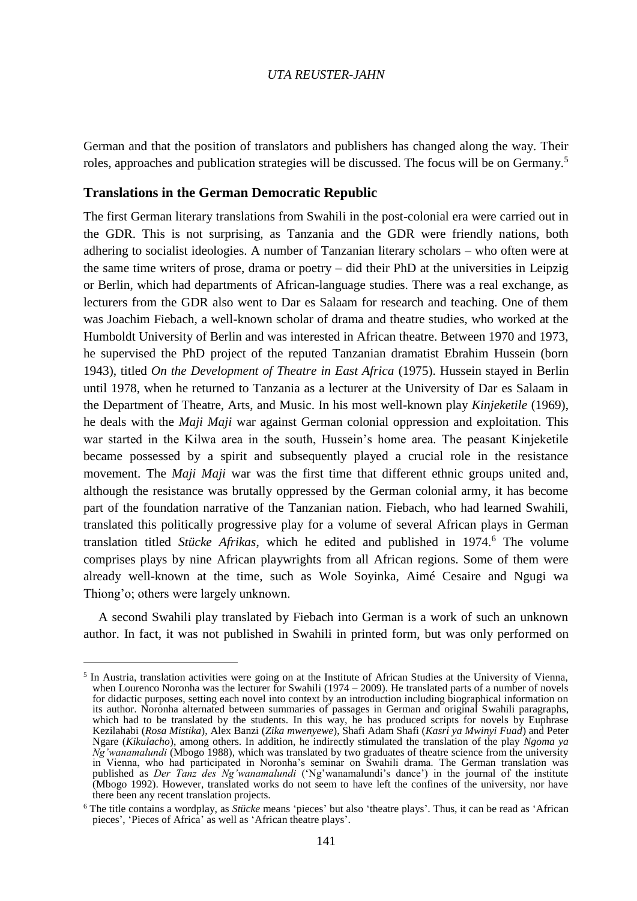German and that the position of translators and publishers has changed along the way. Their roles, approaches and publication strategies will be discussed. The focus will be on Germany.[5]

## Translations in the German Democratic Republic

The first German literary translations from Swahili in the post-colonial era were carried out in the GDR. This is not surprising, as Tanzania and the GDR were friendly nations, both adhering to socialist ideologies. A number of Tanzanian literary scholars – who often were at the same time writers of prose, drama or poetry – did their PhD at the universities in Leipzig or Berlin, which had departments of African-language studies. There was a real exchange, as lecturers from the GDR also went to Dar es Salaam for research and teaching. One of them was Joachim Fiebach, a well-known scholar of drama and theatre studies, who worked at the Humboldt University of Berlin and was interested in African theatre. Between 1970 and 1973, he supervised the PhD project of the reputed Tanzanian dramatist Ebrahim Hussein (born 1943), titled *On the Development of Theatre in East Africa* (1975). Hussein stayed in Berlin until 1978, when he returned to Tanzania as a lecturer at the University of Dar es Salaam in the Department of Theatre, Arts, and Music. In his most well-known play *Kinjeketile* (1969), he deals with the *Maji Maji* war against German colonial oppression and exploitation. This war started in the Kilwa area in the south, Hussein's home area. The peasant Kinjeketile became possessed by a spirit and subsequently played a crucial role in the resistance movement. The *Maji Maji* war was the first time that different ethnic groups united and, although the resistance was brutally oppressed by the German colonial army, it has become part of the foundation narrative of the Tanzanian nation. Fiebach, who had learned Swahili, translated this politically progressive play for a volume of several African plays in German translation titled *Stücke Afrikas*, which he edited and published in 1974.[6] The volume comprises plays by nine African playwrights from all African regions. Some of them were already well-known at the time, such as Wole Soyinka, Aimé Cesaire and Ngugi wa Thiong'o; others were largely unknown.

A second Swahili play translated by Fiebach into German is a work of such an unknown author. In fact, it was not published in Swahili in printed form, but was only performed on

---

[5] In Austria, translation activities were going on at the Institute of African Studies at the University of Vienna, when Lourenco Noronha was the lecturer for Swahili (1974 – 2009). He translated parts of a number of novels for didactic purposes, setting each novel into context by an introduction including biographical information on its author. Noronha alternated between summaries of passages in German and original Swahili paragraphs, which had to be translated by the students. In this way, he has produced scripts for novels by Euphrase Kezilahabi (*Rosa Mistika*), Alex Banzi (*Zika mwenyewe*), Shafi Adam Shafi (*Kasri ya Mwinyi Fuad*) and Peter Ngare (*Kikulacho*), among others. In addition, he indirectly stimulated the translation of the play *Ngoma ya Ng'wanamalundi* (Mbogo 1988), which was translated by two graduates of theatre science from the university in Vienna, who had participated in Noronha's seminar on Swahili drama. The German translation was published as *Der Tanz des Ng'wanamalundi* ('Ng'wanamalundi's dance') in the journal of the institute (Mbogo 1992). However, translated works do not seem to have left the confines of the university, nor have there been any recent translation projects.

[6] The title contains a wordplay, as *Stücke* means 'pieces' but also 'theatre plays'. Thus, it can be read as 'African pieces', 'Pieces of Africa' as well as 'African theatre plays'.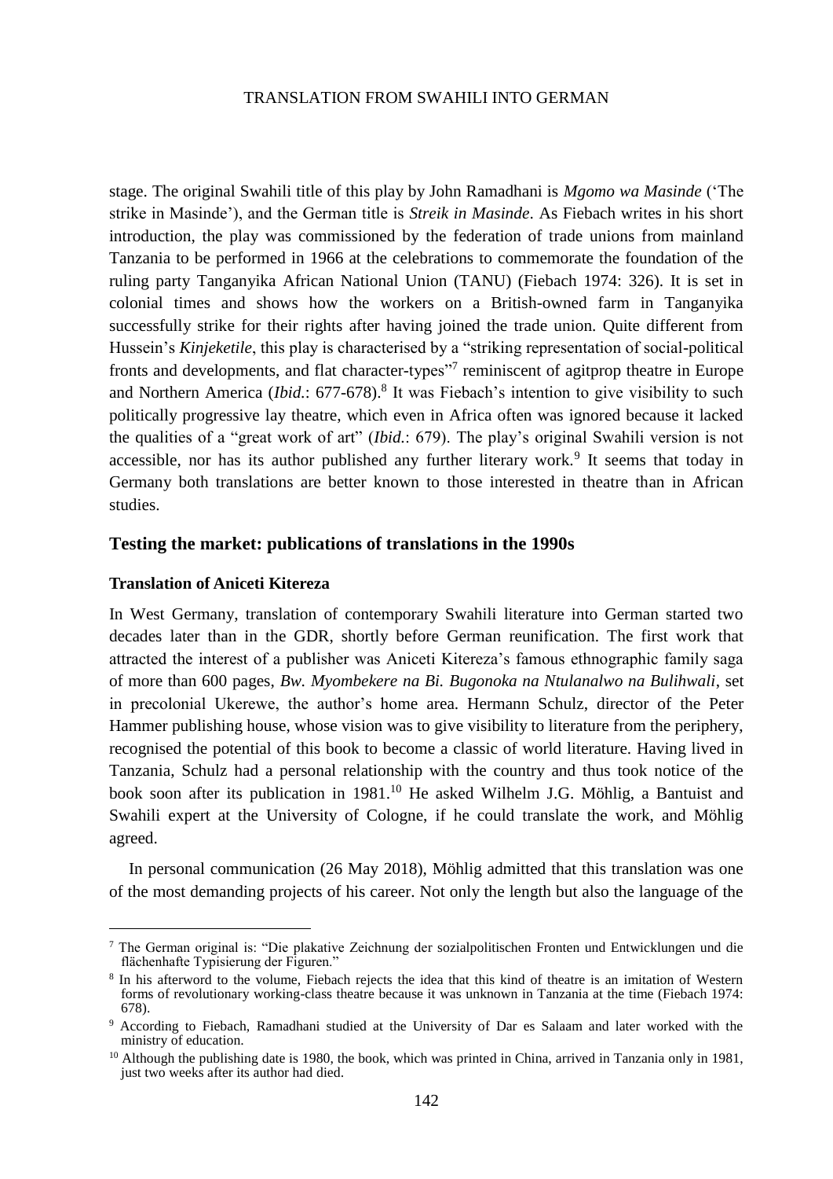stage. The original Swahili title of this play by John Ramadhani is *Mgomo wa Masinde* ('The strike in Masinde'), and the German title is *Streik in Masinde*. As Fiebach writes in his short introduction, the play was commissioned by the federation of trade unions from mainland Tanzania to be performed in 1966 at the celebrations to commemorate the foundation of the ruling party Tanganyika African National Union (TANU) (Fiebach 1974: 326). It is set in colonial times and shows how the workers on a British-owned farm in Tanganyika successfully strike for their rights after having joined the trade union. Quite different from Hussein's *Kinjeketile*, this play is characterised by a "striking representation of social-political fronts and developments, and flat character-types"[7] reminiscent of agitprop theatre in Europe and Northern America (*Ibid.*: 677-678).[8] It was Fiebach's intention to give visibility to such politically progressive lay theatre, which even in Africa often was ignored because it lacked the qualities of a "great work of art" (*Ibid.*: 679). The play's original Swahili version is not accessible, nor has its author published any further literary work.[9] It seems that today in Germany both translations are better known to those interested in theatre than in African studies.

## Testing the market: publications of translations in the 1990s

### Translation of Aniceti Kitereza

In West Germany, translation of contemporary Swahili literature into German started two decades later than in the GDR, shortly before German reunification. The first work that attracted the interest of a publisher was Aniceti Kitereza's famous ethnographic family saga of more than 600 pages, *Bw. Myombekere na Bi. Bugonoka na Ntulanalwo na Bulihwali*, set in precolonial Ukerewe, the author's home area. Hermann Schulz, director of the Peter Hammer publishing house, whose vision was to give visibility to literature from the periphery, recognised the potential of this book to become a classic of world literature. Having lived in Tanzania, Schulz had a personal relationship with the country and thus took notice of the book soon after its publication in 1981.[10] He asked Wilhelm J.G. Möhlig, a Bantuist and Swahili expert at the University of Cologne, if he could translate the work, and Möhlig agreed.

In personal communication (26 May 2018), Möhlig admitted that this translation was one of the most demanding projects of his career. Not only the length but also the language of the

---

[7] The German original is: "Die plakative Zeichnung der sozialpolitischen Fronten und Entwicklungen und die flächenhafte Typisierung der Figuren."

[8] In his afterword to the volume, Fiebach rejects the idea that this kind of theatre is an imitation of Western forms of revolutionary working-class theatre because it was unknown in Tanzania at the time (Fiebach 1974: 678).

[9] According to Fiebach, Ramadhani studied at the University of Dar es Salaam and later worked with the ministry of education.

[10] Although the publishing date is 1980, the book, which was printed in China, arrived in Tanzania only in 1981, just two weeks after its author had died.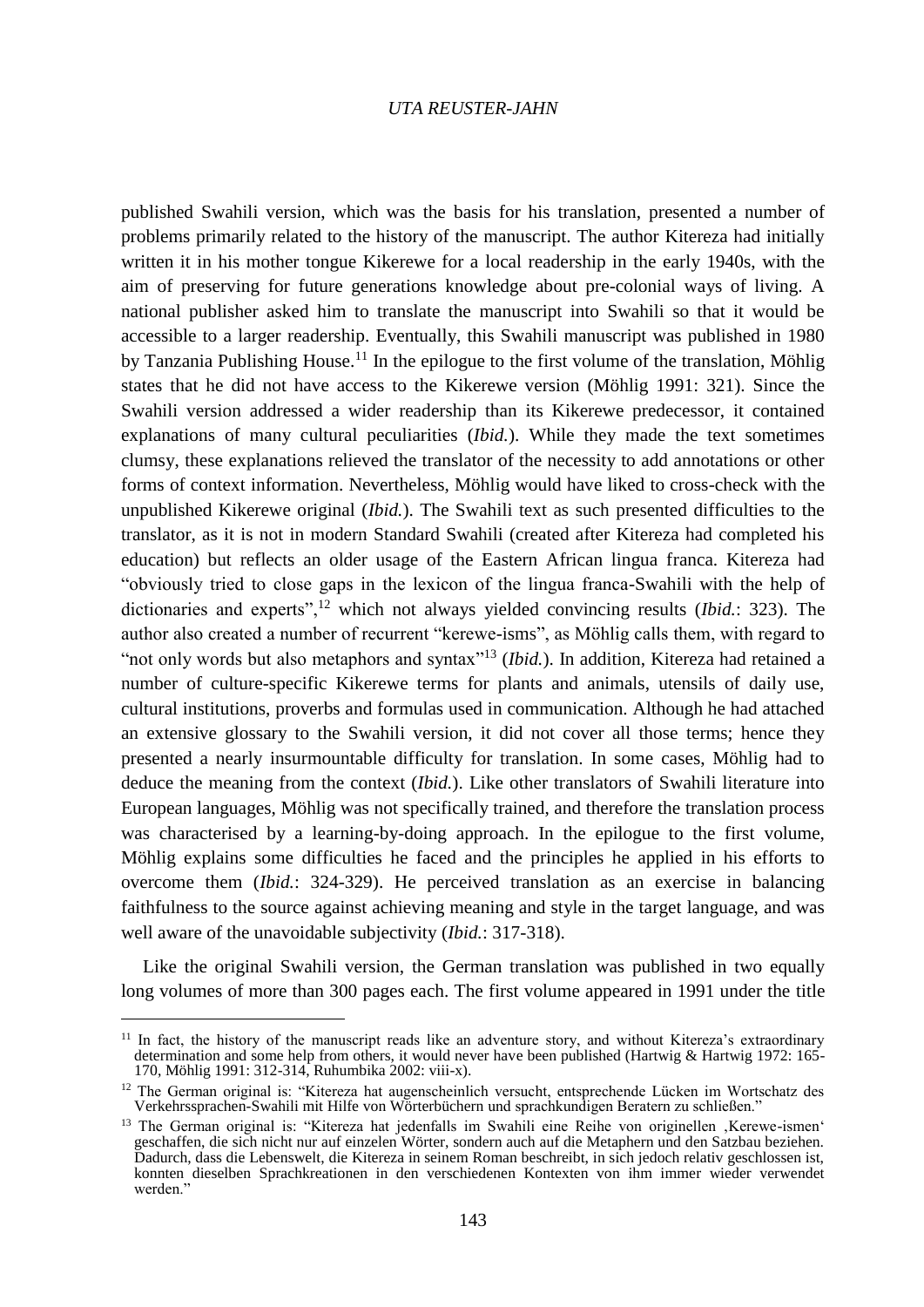published Swahili version, which was the basis for his translation, presented a number of problems primarily related to the history of the manuscript. The author Kitereza had initially written it in his mother tongue Kikerewe for a local readership in the early 1940s, with the aim of preserving for future generations knowledge about pre-colonial ways of living. A national publisher asked him to translate the manuscript into Swahili so that it would be accessible to a larger readership. Eventually, this Swahili manuscript was published in 1980 by Tanzania Publishing House.[11] In the epilogue to the first volume of the translation, Möhlig states that he did not have access to the Kikerewe version (Möhlig 1991: 321). Since the Swahili version addressed a wider readership than its Kikerewe predecessor, it contained explanations of many cultural peculiarities (*Ibid.*). While they made the text sometimes clumsy, these explanations relieved the translator of the necessity to add annotations or other forms of context information. Nevertheless, Möhlig would have liked to cross-check with the unpublished Kikerewe original (*Ibid.*). The Swahili text as such presented difficulties to the translator, as it is not in modern Standard Swahili (created after Kitereza had completed his education) but reflects an older usage of the Eastern African lingua franca. Kitereza had "obviously tried to close gaps in the lexicon of the lingua franca-Swahili with the help of dictionaries and experts",[12] which not always yielded convincing results (*Ibid.*: 323). The author also created a number of recurrent "kerewe-isms", as Möhlig calls them, with regard to "not only words but also metaphors and syntax"[13] (*Ibid.*). In addition, Kitereza had retained a number of culture-specific Kikerewe terms for plants and animals, utensils of daily use, cultural institutions, proverbs and formulas used in communication. Although he had attached an extensive glossary to the Swahili version, it did not cover all those terms; hence they presented a nearly insurmountable difficulty for translation. In some cases, Möhlig had to deduce the meaning from the context (*Ibid.*). Like other translators of Swahili literature into European languages, Möhlig was not specifically trained, and therefore the translation process was characterised by a learning-by-doing approach. In the epilogue to the first volume, Möhlig explains some difficulties he faced and the principles he applied in his efforts to overcome them (*Ibid.*: 324-329). He perceived translation as an exercise in balancing faithfulness to the source against achieving meaning and style in the target language, and was well aware of the unavoidable subjectivity (*Ibid.*: 317-318).

Like the original Swahili version, the German translation was published in two equally long volumes of more than 300 pages each. The first volume appeared in 1991 under the title

---

[11] In fact, the history of the manuscript reads like an adventure story, and without Kitereza's extraordinary determination and some help from others, it would never have been published (Hartwig & Hartwig 1972: 165-170, Möhlig 1991: 312-314, Ruhumbika 2002: viii-x).

[12] The German original is: "Kitereza hat augenscheinlich versucht, entsprechende Lücken im Wortschatz des Verkehrssprachen-Swahili mit Hilfe von Wörterbüchern und sprachkundigen Beratern zu schließen."

[13] The German original is: "Kitereza hat jedenfalls im Swahili eine Reihe von originellen ‚Kerewe-ismen' geschaffen, die sich nicht nur auf einzelen Wörter, sondern auch auf die Metaphern und den Satzbau beziehen. Dadurch, dass die Lebenswelt, die Kitereza in seinem Roman beschreibt, in sich jedoch relativ geschlossen ist, konnten dieselben Sprachkreationen in den verschiedenen Kontexten von ihm immer wieder verwendet werden."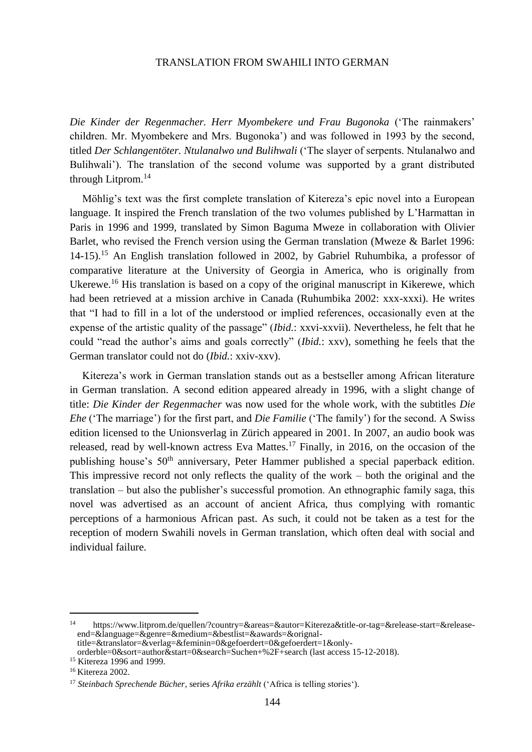*Die Kinder der Regenmacher. Herr Myombekere und Frau Bugonoka* ('The rainmakers' children. Mr. Myombekere and Mrs. Bugonoka') and was followed in 1993 by the second, titled *Der Schlangentöter. Ntulanalwo und Bulihwali* ('The slayer of serpents. Ntulanalwo and Bulihwali'). The translation of the second volume was supported by a grant distributed through Litprom.[14]

Möhlig's text was the first complete translation of Kitereza's epic novel into a European language. It inspired the French translation of the two volumes published by L'Harmattan in Paris in 1996 and 1999, translated by Simon Baguma Mweze in collaboration with Olivier Barlet, who revised the French version using the German translation (Mweze & Barlet 1996: 14-15).[15] An English translation followed in 2002, by Gabriel Ruhumbika, a professor of comparative literature at the University of Georgia in America, who is originally from Ukerewe.[16] His translation is based on a copy of the original manuscript in Kikerewe, which had been retrieved at a mission archive in Canada (Ruhumbika 2002: xxx-xxxi). He writes that "I had to fill in a lot of the understood or implied references, occasionally even at the expense of the artistic quality of the passage" (*Ibid.*: xxvi-xxvii). Nevertheless, he felt that he could "read the author's aims and goals correctly" (*Ibid.*: xxv), something he feels that the German translator could not do (*Ibid.*: xxiv-xxv).

Kitereza's work in German translation stands out as a bestseller among African literature in German translation. A second edition appeared already in 1996, with a slight change of title: *Die Kinder der Regenmacher* was now used for the whole work, with the subtitles *Die Ehe* ('The marriage') for the first part, and *Die Familie* ('The family') for the second. A Swiss edition licensed to the Unionsverlag in Zürich appeared in 2001. In 2007, an audio book was released, read by well-known actress Eva Mattes.[17] Finally, in 2016, on the occasion of the publishing house's 50th anniversary, Peter Hammer published a special paperback edition. This impressive record not only reflects the quality of the work – both the original and the translation – but also the publisher's successful promotion. An ethnographic family saga, this novel was advertised as an account of ancient Africa, thus complying with romantic perceptions of a harmonious African past. As such, it could not be taken as a test for the reception of modern Swahili novels in German translation, which often deal with social and individual failure.

---

[14] https://www.litprom.de/quellen/?country=&areas=&autor=Kitereza&title-or-tag=&release-start=&release-end=&language=&genre=&medium=&bestlist=&awards=&orignal-title=&translator=&verlag=&feminin=0&gefoerdert=0&gefoerdert=1&only-orderble=0&sort=author&start=0&search=Suchen+%2F+search (last access 15-12-2018).

[15] Kitereza 1996 and 1999.

[16] Kitereza 2002.

[17] *Steinbach Sprechende Bücher*, series *Afrika erzählt* ('Africa is telling stories').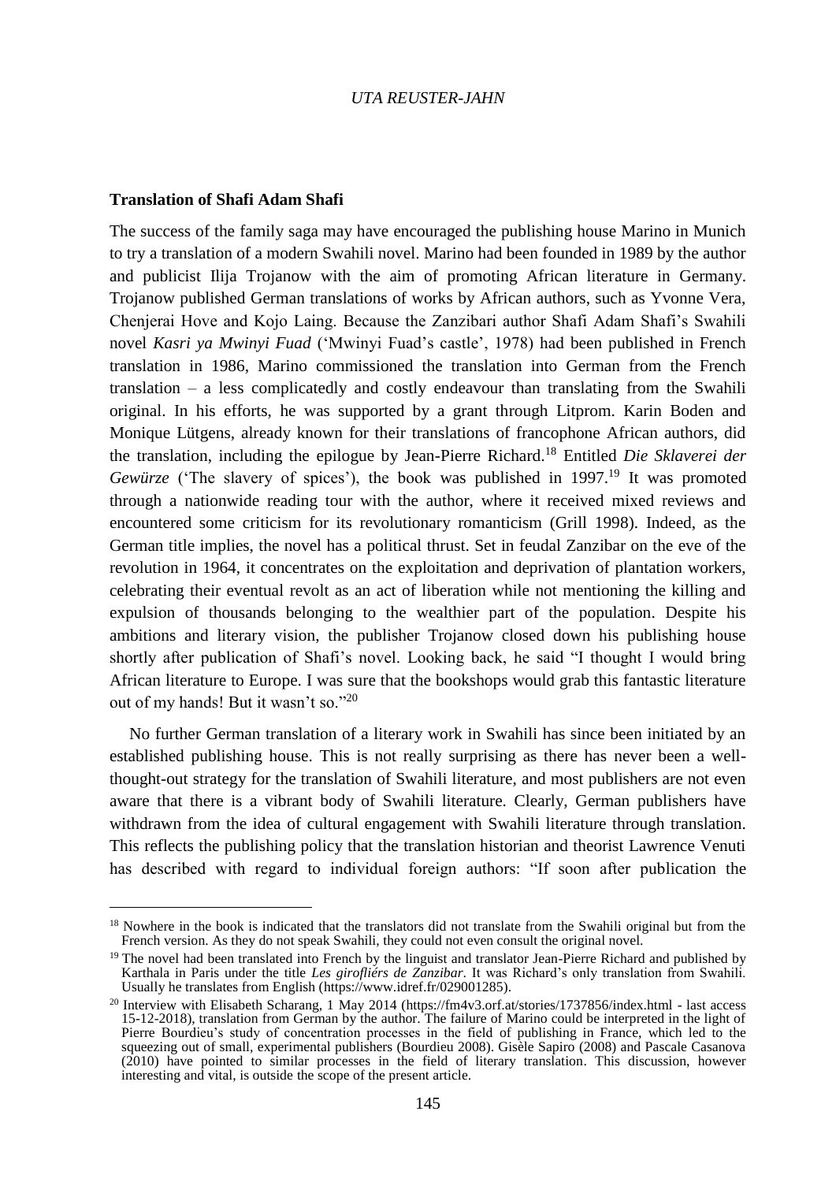### Translation of Shafi Adam Shafi

The success of the family saga may have encouraged the publishing house Marino in Munich to try a translation of a modern Swahili novel. Marino had been founded in 1989 by the author and publicist Ilija Trojanow with the aim of promoting African literature in Germany. Trojanow published German translations of works by African authors, such as Yvonne Vera, Chenjerai Hove and Kojo Laing. Because the Zanzibari author Shafi Adam Shafi's Swahili novel *Kasri ya Mwinyi Fuad* ('Mwinyi Fuad's castle', 1978) had been published in French translation in 1986, Marino commissioned the translation into German from the French translation – a less complicatedly and costly endeavour than translating from the Swahili original. In his efforts, he was supported by a grant through Litprom. Karin Boden and Monique Lütgens, already known for their translations of francophone African authors, did the translation, including the epilogue by Jean-Pierre Richard.[18] Entitled *Die Sklaverei der Gewürze* ('The slavery of spices'), the book was published in 1997.[19] It was promoted through a nationwide reading tour with the author, where it received mixed reviews and encountered some criticism for its revolutionary romanticism (Grill 1998). Indeed, as the German title implies, the novel has a political thrust. Set in feudal Zanzibar on the eve of the revolution in 1964, it concentrates on the exploitation and deprivation of plantation workers, celebrating their eventual revolt as an act of liberation while not mentioning the killing and expulsion of thousands belonging to the wealthier part of the population. Despite his ambitions and literary vision, the publisher Trojanow closed down his publishing house shortly after publication of Shafi's novel. Looking back, he said "I thought I would bring African literature to Europe. I was sure that the bookshops would grab this fantastic literature out of my hands! But it wasn't so."[20]

No further German translation of a literary work in Swahili has since been initiated by an established publishing house. This is not really surprising as there has never been a well-thought-out strategy for the translation of Swahili literature, and most publishers are not even aware that there is a vibrant body of Swahili literature. Clearly, German publishers have withdrawn from the idea of cultural engagement with Swahili literature through translation. This reflects the publishing policy that the translation historian and theorist Lawrence Venuti has described with regard to individual foreign authors: "If soon after publication the

---

[18] Nowhere in the book is indicated that the translators did not translate from the Swahili original but from the French version. As they do not speak Swahili, they could not even consult the original novel.

[19] The novel had been translated into French by the linguist and translator Jean-Pierre Richard and published by Karthala in Paris under the title *Les girofliérs de Zanzibar*. It was Richard's only translation from Swahili. Usually he translates from English (https://www.idref.fr/029001285).

[20] Interview with Elisabeth Scharang, 1 May 2014 (https://fm4v3.orf.at/stories/1737856/index.html - last access 15-12-2018), translation from German by the author. The failure of Marino could be interpreted in the light of Pierre Bourdieu's study of concentration processes in the field of publishing in France, which led to the squeezing out of small, experimental publishers (Bourdieu 2008). Gisèle Sapiro (2008) and Pascale Casanova (2010) have pointed to similar processes in the field of literary translation. This discussion, however interesting and vital, is outside the scope of the present article.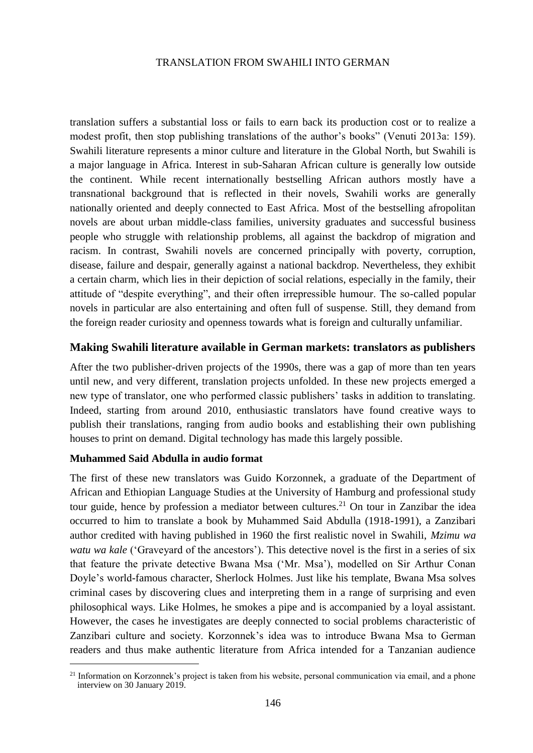translation suffers a substantial loss or fails to earn back its production cost or to realize a modest profit, then stop publishing translations of the author's books" (Venuti 2013a: 159). Swahili literature represents a minor culture and literature in the Global North, but Swahili is a major language in Africa. Interest in sub-Saharan African culture is generally low outside the continent. While recent internationally bestselling African authors mostly have a transnational background that is reflected in their novels, Swahili works are generally nationally oriented and deeply connected to East Africa. Most of the bestselling afropolitan novels are about urban middle-class families, university graduates and successful business people who struggle with relationship problems, all against the backdrop of migration and racism. In contrast, Swahili novels are concerned principally with poverty, corruption, disease, failure and despair, generally against a national backdrop. Nevertheless, they exhibit a certain charm, which lies in their depiction of social relations, especially in the family, their attitude of "despite everything", and their often irrepressible humour. The so-called popular novels in particular are also entertaining and often full of suspense. Still, they demand from the foreign reader curiosity and openness towards what is foreign and culturally unfamiliar.

## Making Swahili literature available in German markets: translators as publishers

After the two publisher-driven projects of the 1990s, there was a gap of more than ten years until new, and very different, translation projects unfolded. In these new projects emerged a new type of translator, one who performed classic publishers' tasks in addition to translating. Indeed, starting from around 2010, enthusiastic translators have found creative ways to publish their translations, ranging from audio books and establishing their own publishing houses to print on demand. Digital technology has made this largely possible.

### Muhammed Said Abdulla in audio format

The first of these new translators was Guido Korzonnek, a graduate of the Department of African and Ethiopian Language Studies at the University of Hamburg and professional study tour guide, hence by profession a mediator between cultures.[21] On tour in Zanzibar the idea occurred to him to translate a book by Muhammed Said Abdulla (1918-1991), a Zanzibari author credited with having published in 1960 the first realistic novel in Swahili, *Mzimu wa watu wa kale* ('Graveyard of the ancestors'). This detective novel is the first in a series of six that feature the private detective Bwana Msa ('Mr. Msa'), modelled on Sir Arthur Conan Doyle's world-famous character, Sherlock Holmes. Just like his template, Bwana Msa solves criminal cases by discovering clues and interpreting them in a range of surprising and even philosophical ways. Like Holmes, he smokes a pipe and is accompanied by a loyal assistant. However, the cases he investigates are deeply connected to social problems characteristic of Zanzibari culture and society. Korzonnek's idea was to introduce Bwana Msa to German readers and thus make authentic literature from Africa intended for a Tanzanian audience

[21] Information on Korzonnek's project is taken from his website, personal communication via email, and a phone interview on 30 January 2019.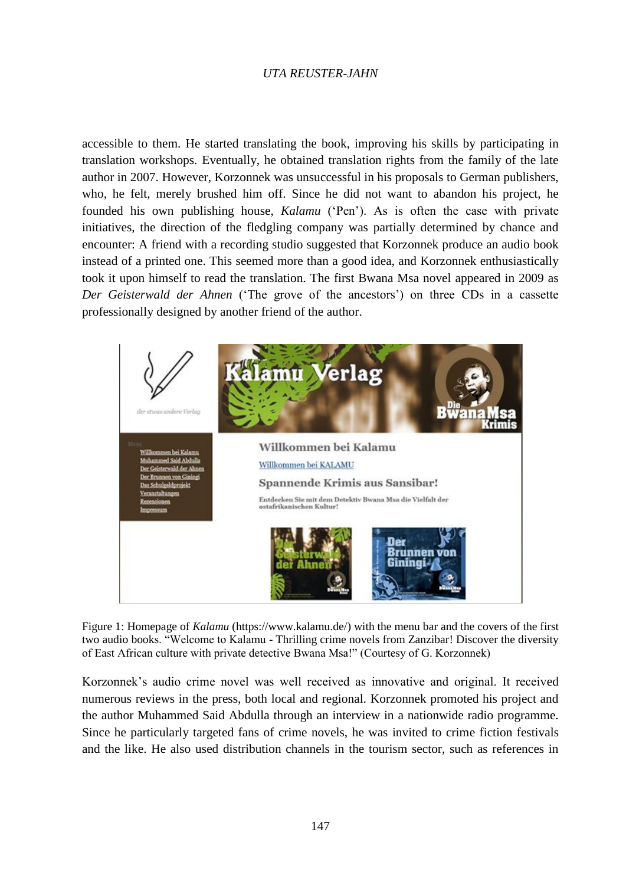accessible to them. He started translating the book, improving his skills by participating in translation workshops. Eventually, he obtained translation rights from the family of the late author in 2007. However, Korzonnek was unsuccessful in his proposals to German publishers, who, he felt, merely brushed him off. Since he did not want to abandon his project, he founded his own publishing house, *Kalamu* ('Pen'). As is often the case with private initiatives, the direction of the fledgling company was partially determined by chance and encounter: A friend with a recording studio suggested that Korzonnek produce an audio book instead of a printed one. This seemed more than a good idea, and Korzonnek enthusiastically took it upon himself to read the translation. The first Bwana Msa novel appeared in 2009 as *Der Geisterwald der Ahnen* ('The grove of the ancestors') on three CDs in a cassette professionally designed by another friend of the author.

Figure 1: Homepage of *Kalamu* (https://www.kalamu.de/) with the menu bar and the covers of the first two audio books. "Welcome to Kalamu - Thrilling crime novels from Zanzibar! Discover the diversity of East African culture with private detective Bwana Msa!" (Courtesy of G. Korzonnek)

Korzonnek's audio crime novel was well received as innovative and original. It received numerous reviews in the press, both local and regional. Korzonnek promoted his project and the author Muhammed Said Abdulla through an interview in a nationwide radio programme. Since he particularly targeted fans of crime novels, he was invited to crime fiction festivals and the like. He also used distribution channels in the tourism sector, such as references in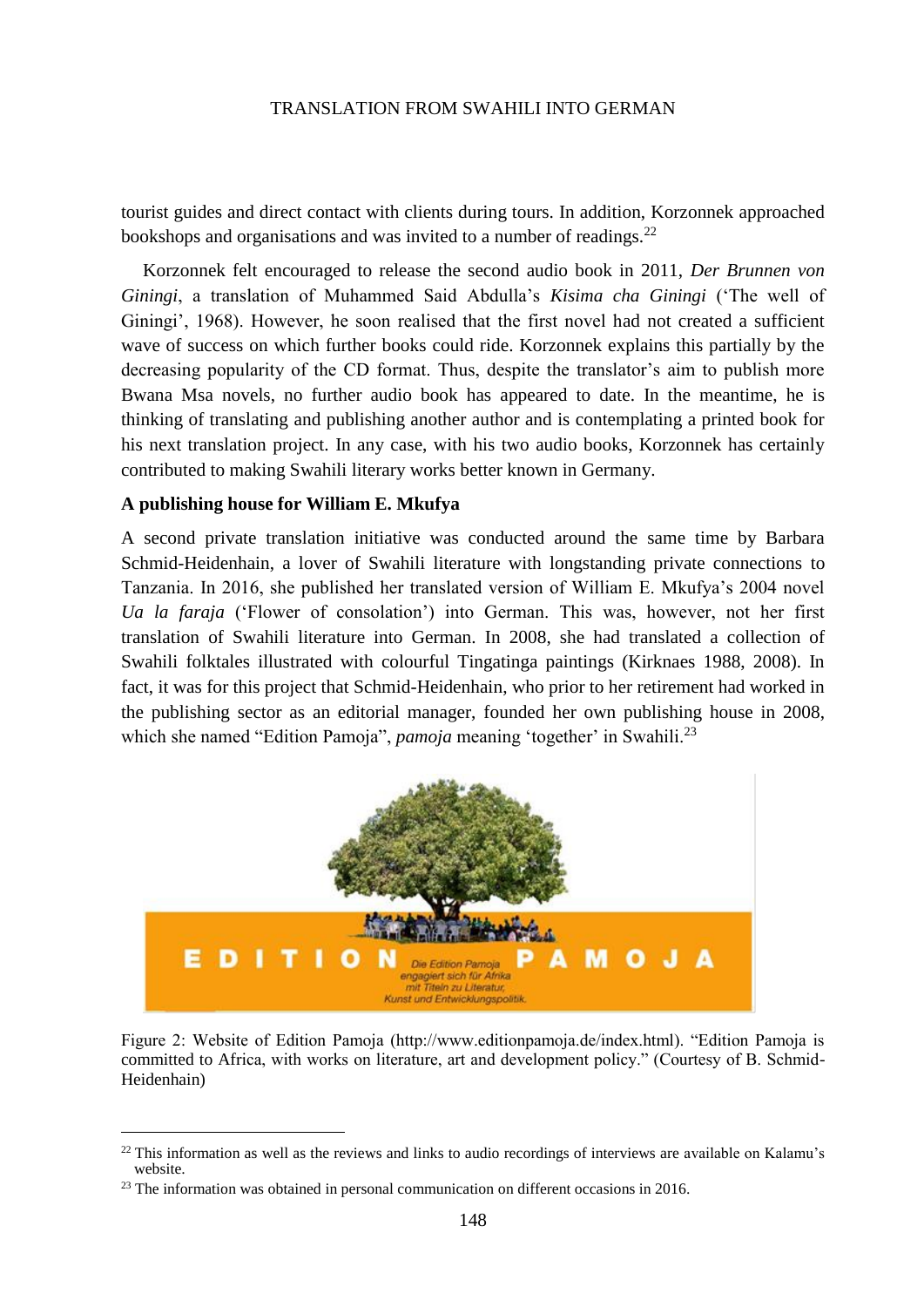tourist guides and direct contact with clients during tours. In addition, Korzonnek approached bookshops and organisations and was invited to a number of readings.[22]

Korzonnek felt encouraged to release the second audio book in 2011, *Der Brunnen von Giningi*, a translation of Muhammed Said Abdulla's *Kisima cha Giningi* ('The well of Giningi', 1968). However, he soon realised that the first novel had not created a sufficient wave of success on which further books could ride. Korzonnek explains this partially by the decreasing popularity of the CD format. Thus, despite the translator's aim to publish more Bwana Msa novels, no further audio book has appeared to date. In the meantime, he is thinking of translating and publishing another author and is contemplating a printed book for his next translation project. In any case, with his two audio books, Korzonnek has certainly contributed to making Swahili literary works better known in Germany.

**A publishing house for William E. Mkufya**

A second private translation initiative was conducted around the same time by Barbara Schmid-Heidenhain, a lover of Swahili literature with longstanding private connections to Tanzania. In 2016, she published her translated version of William E. Mkufya's 2004 novel *Ua la faraja* ('Flower of consolation') into German. This was, however, not her first translation of Swahili literature into German. In 2008, she had translated a collection of Swahili folktales illustrated with colourful Tingatinga paintings (Kirknaes 1988, 2008). In fact, it was for this project that Schmid-Heidenhain, who prior to her retirement had worked in the publishing sector as an editorial manager, founded her own publishing house in 2008, which she named "Edition Pamoja", *pamoja* meaning 'together' in Swahili.[23]

EDITION PAMOJA

Die Edition Pamoja engagiert sich für Afrika mit Titeln zu Literatur, Kunst und Entwicklungspolitik.

Figure 2: Website of Edition Pamoja (http://www.editionpamoja.de/index.html). "Edition Pamoja is committed to Africa, with works on literature, art and development policy." (Courtesy of B. Schmid-Heidenhain)

[22] This information as well as the reviews and links to audio recordings of interviews are available on Kalamu's website.

[23] The information was obtained in personal communication on different occasions in 2016.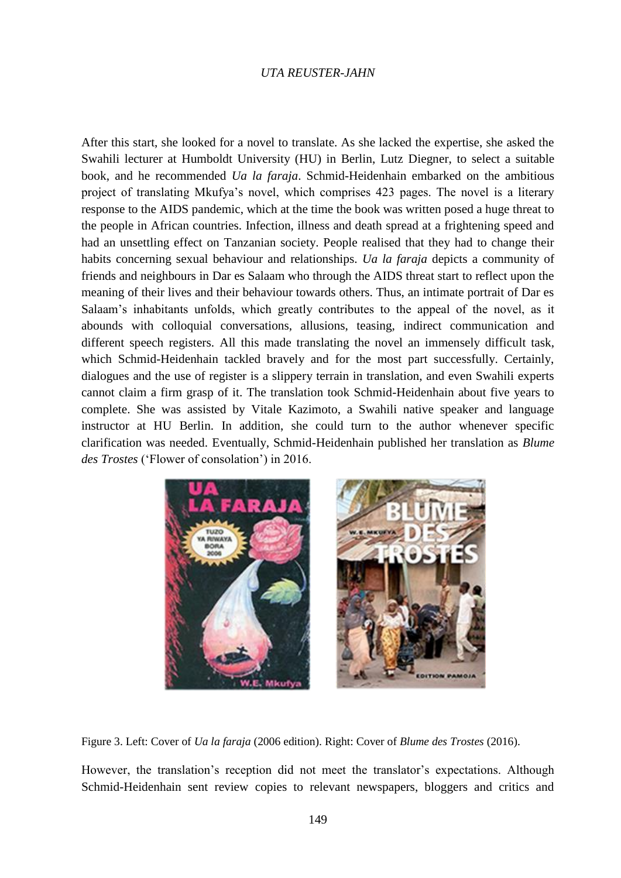After this start, she looked for a novel to translate. As she lacked the expertise, she asked the Swahili lecturer at Humboldt University (HU) in Berlin, Lutz Diegner, to select a suitable book, and he recommended *Ua la faraja*. Schmid-Heidenhain embarked on the ambitious project of translating Mkufya's novel, which comprises 423 pages. The novel is a literary response to the AIDS pandemic, which at the time the book was written posed a huge threat to the people in African countries. Infection, illness and death spread at a frightening speed and had an unsettling effect on Tanzanian society. People realised that they had to change their habits concerning sexual behaviour and relationships. *Ua la faraja* depicts a community of friends and neighbours in Dar es Salaam who through the AIDS threat start to reflect upon the meaning of their lives and their behaviour towards others. Thus, an intimate portrait of Dar es Salaam's inhabitants unfolds, which greatly contributes to the appeal of the novel, as it abounds with colloquial conversations, allusions, teasing, indirect communication and different speech registers. All this made translating the novel an immensely difficult task, which Schmid-Heidenhain tackled bravely and for the most part successfully. Certainly, dialogues and the use of register is a slippery terrain in translation, and even Swahili experts cannot claim a firm grasp of it. The translation took Schmid-Heidenhain about five years to complete. She was assisted by Vitale Kazimoto, a Swahili native speaker and language instructor at HU Berlin. In addition, she could turn to the author whenever specific clarification was needed. Eventually, Schmid-Heidenhain published her translation as *Blume des Trostes* ('Flower of consolation') in 2016.

Figure 3. Left: Cover of *Ua la faraja* (2006 edition). Right: Cover of *Blume des Trostes* (2016).

However, the translation's reception did not meet the translator's expectations. Although Schmid-Heidenhain sent review copies to relevant newspapers, bloggers and critics and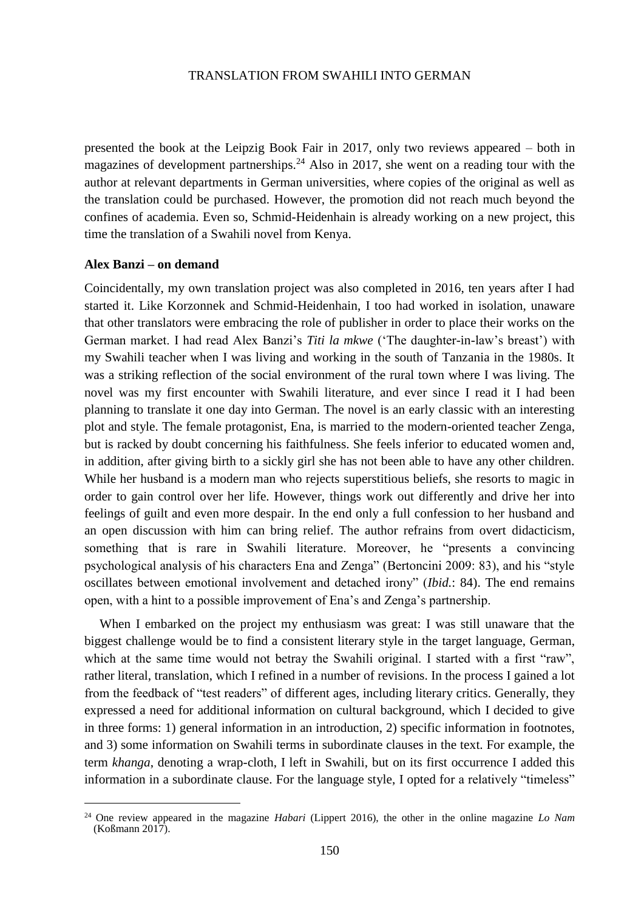presented the book at the Leipzig Book Fair in 2017, only two reviews appeared – both in magazines of development partnerships.[24] Also in 2017, she went on a reading tour with the author at relevant departments in German universities, where copies of the original as well as the translation could be purchased. However, the promotion did not reach much beyond the confines of academia. Even so, Schmid-Heidenhain is already working on a new project, this time the translation of a Swahili novel from Kenya.

### Alex Banzi – on demand

Coincidentally, my own translation project was also completed in 2016, ten years after I had started it. Like Korzonnek and Schmid-Heidenhain, I too had worked in isolation, unaware that other translators were embracing the role of publisher in order to place their works on the German market. I had read Alex Banzi's *Titi la mkwe* ('The daughter-in-law's breast') with my Swahili teacher when I was living and working in the south of Tanzania in the 1980s. It was a striking reflection of the social environment of the rural town where I was living. The novel was my first encounter with Swahili literature, and ever since I read it I had been planning to translate it one day into German. The novel is an early classic with an interesting plot and style. The female protagonist, Ena, is married to the modern-oriented teacher Zenga, but is racked by doubt concerning his faithfulness. She feels inferior to educated women and, in addition, after giving birth to a sickly girl she has not been able to have any other children. While her husband is a modern man who rejects superstitious beliefs, she resorts to magic in order to gain control over her life. However, things work out differently and drive her into feelings of guilt and even more despair. In the end only a full confession to her husband and an open discussion with him can bring relief. The author refrains from overt didacticism, something that is rare in Swahili literature. Moreover, he "presents a convincing psychological analysis of his characters Ena and Zenga" (Bertoncini 2009: 83), and his "style oscillates between emotional involvement and detached irony" (*Ibid.*: 84). The end remains open, with a hint to a possible improvement of Ena's and Zenga's partnership.

When I embarked on the project my enthusiasm was great: I was still unaware that the biggest challenge would be to find a consistent literary style in the target language, German, which at the same time would not betray the Swahili original. I started with a first "raw", rather literal, translation, which I refined in a number of revisions. In the process I gained a lot from the feedback of "test readers" of different ages, including literary critics. Generally, they expressed a need for additional information on cultural background, which I decided to give in three forms: 1) general information in an introduction, 2) specific information in footnotes, and 3) some information on Swahili terms in subordinate clauses in the text. For example, the term *khanga*, denoting a wrap-cloth, I left in Swahili, but on its first occurrence I added this information in a subordinate clause. For the language style, I opted for a relatively "timeless"

---

[24] One review appeared in the magazine *Habari* (Lippert 2016), the other in the online magazine *Lo Nam* (Koßmann 2017).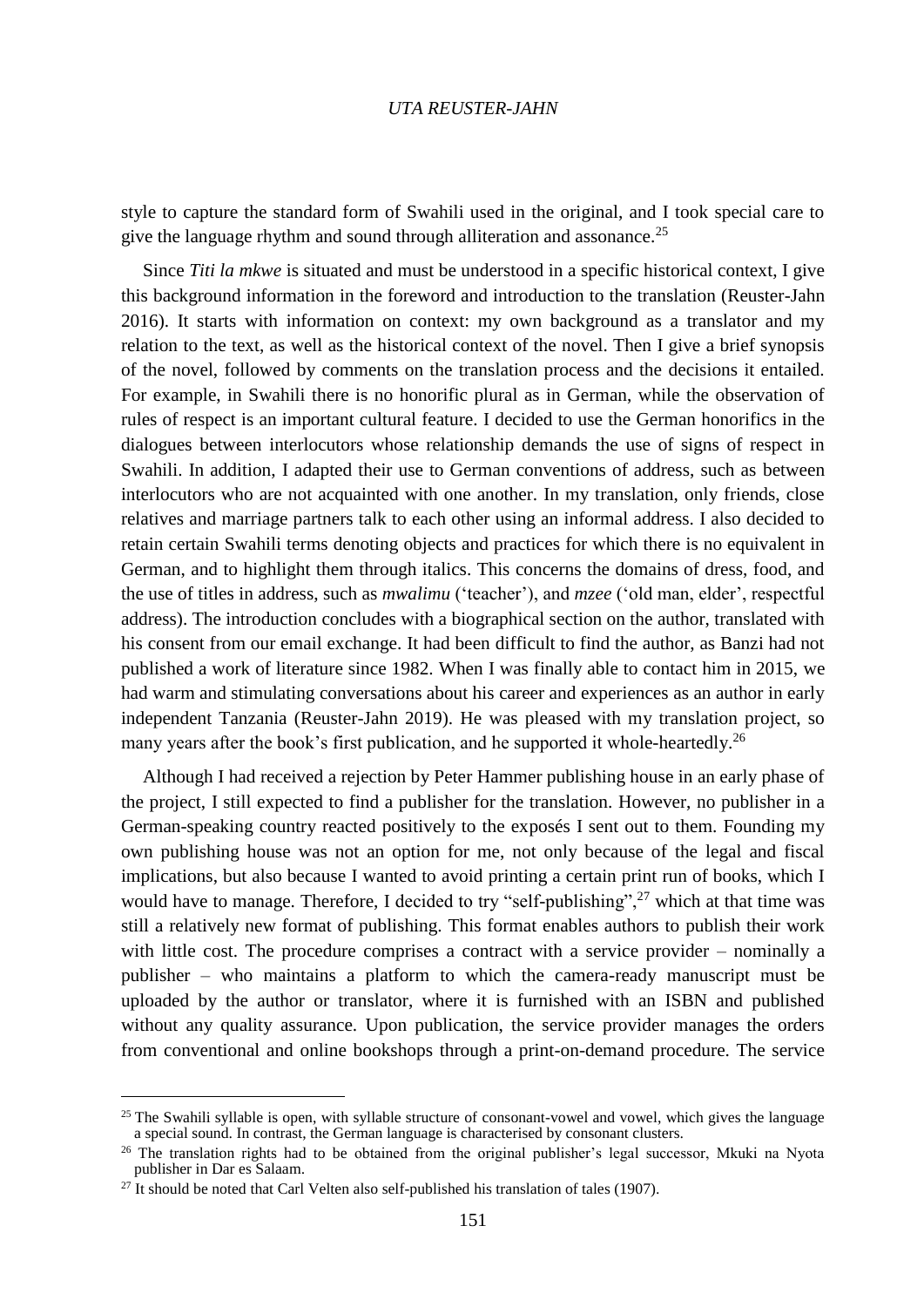style to capture the standard form of Swahili used in the original, and I took special care to give the language rhythm and sound through alliteration and assonance.[25]

Since *Titi la mkwe* is situated and must be understood in a specific historical context, I give this background information in the foreword and introduction to the translation (Reuster-Jahn 2016). It starts with information on context: my own background as a translator and my relation to the text, as well as the historical context of the novel. Then I give a brief synopsis of the novel, followed by comments on the translation process and the decisions it entailed. For example, in Swahili there is no honorific plural as in German, while the observation of rules of respect is an important cultural feature. I decided to use the German honorifics in the dialogues between interlocutors whose relationship demands the use of signs of respect in Swahili. In addition, I adapted their use to German conventions of address, such as between interlocutors who are not acquainted with one another. In my translation, only friends, close relatives and marriage partners talk to each other using an informal address. I also decided to retain certain Swahili terms denoting objects and practices for which there is no equivalent in German, and to highlight them through italics. This concerns the domains of dress, food, and the use of titles in address, such as *mwalimu* ('teacher'), and *mzee* ('old man, elder', respectful address). The introduction concludes with a biographical section on the author, translated with his consent from our email exchange. It had been difficult to find the author, as Banzi had not published a work of literature since 1982. When I was finally able to contact him in 2015, we had warm and stimulating conversations about his career and experiences as an author in early independent Tanzania (Reuster-Jahn 2019). He was pleased with my translation project, so many years after the book's first publication, and he supported it whole-heartedly.[26]

Although I had received a rejection by Peter Hammer publishing house in an early phase of the project, I still expected to find a publisher for the translation. However, no publisher in a German-speaking country reacted positively to the exposés I sent out to them. Founding my own publishing house was not an option for me, not only because of the legal and fiscal implications, but also because I wanted to avoid printing a certain print run of books, which I would have to manage. Therefore, I decided to try "self-publishing",[27] which at that time was still a relatively new format of publishing. This format enables authors to publish their work with little cost. The procedure comprises a contract with a service provider – nominally a publisher – who maintains a platform to which the camera-ready manuscript must be uploaded by the author or translator, where it is furnished with an ISBN and published without any quality assurance. Upon publication, the service provider manages the orders from conventional and online bookshops through a print-on-demand procedure. The service

---

[25] The Swahili syllable is open, with syllable structure of consonant-vowel and vowel, which gives the language a special sound. In contrast, the German language is characterised by consonant clusters.

[26] The translation rights had to be obtained from the original publisher's legal successor, Mkuki na Nyota publisher in Dar es Salaam.

[27] It should be noted that Carl Velten also self-published his translation of tales (1907).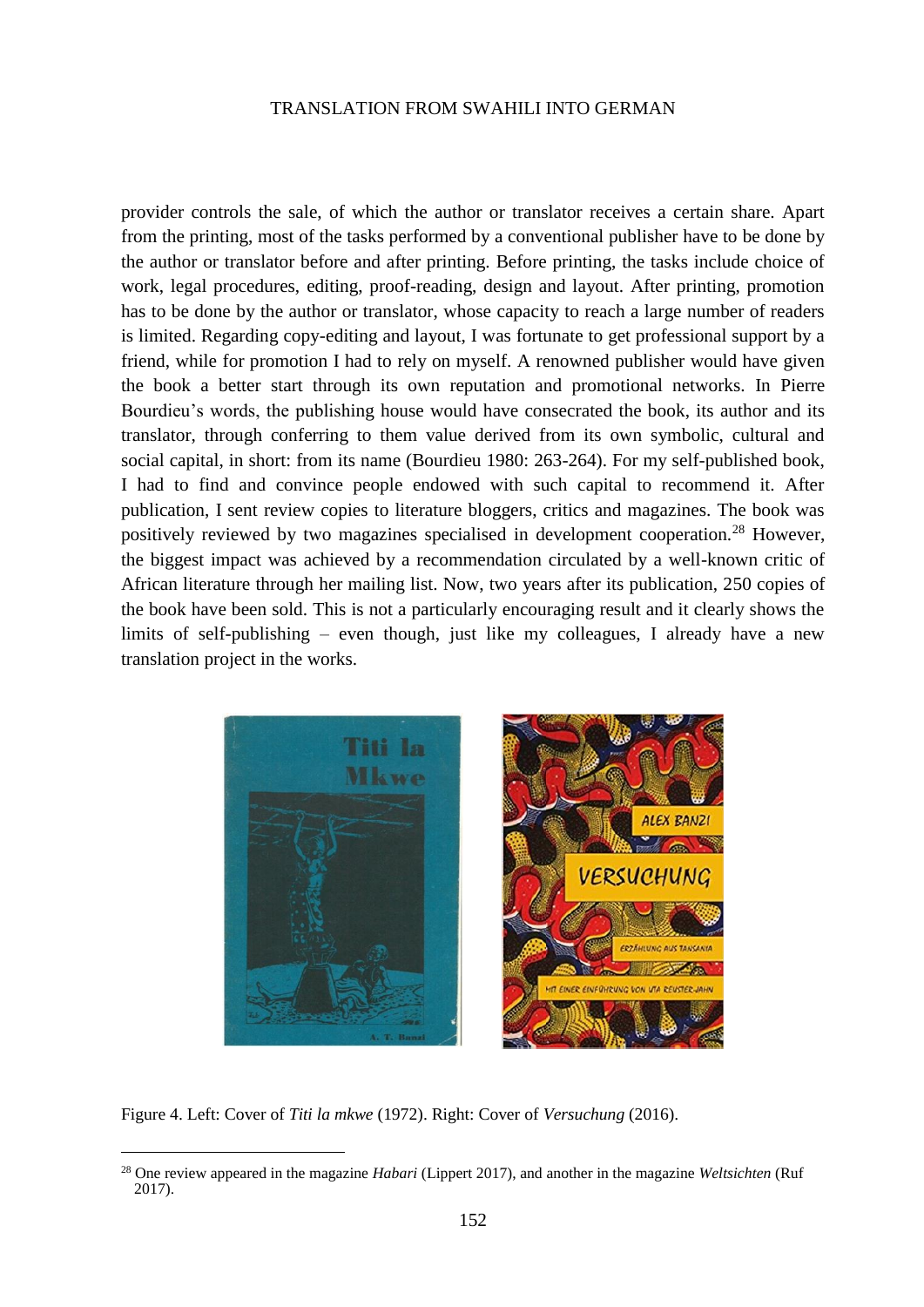provider controls the sale, of which the author or translator receives a certain share. Apart from the printing, most of the tasks performed by a conventional publisher have to be done by the author or translator before and after printing. Before printing, the tasks include choice of work, legal procedures, editing, proof-reading, design and layout. After printing, promotion has to be done by the author or translator, whose capacity to reach a large number of readers is limited. Regarding copy-editing and layout, I was fortunate to get professional support by a friend, while for promotion I had to rely on myself. A renowned publisher would have given the book a better start through its own reputation and promotional networks. In Pierre Bourdieu's words, the publishing house would have consecrated the book, its author and its translator, through conferring to them value derived from its own symbolic, cultural and social capital, in short: from its name (Bourdieu 1980: 263-264). For my self-published book, I had to find and convince people endowed with such capital to recommend it. After publication, I sent review copies to literature bloggers, critics and magazines. The book was positively reviewed by two magazines specialised in development cooperation.[28] However, the biggest impact was achieved by a recommendation circulated by a well-known critic of African literature through her mailing list. Now, two years after its publication, 250 copies of the book have been sold. This is not a particularly encouraging result and it clearly shows the limits of self-publishing – even though, just like my colleagues, I already have a new translation project in the works.

Figure 4. Left: Cover of *Titi la mkwe* (1972). Right: Cover of *Versuchung* (2016).

[28] One review appeared in the magazine *Habari* (Lippert 2017), and another in the magazine *Weltsichten* (Ruf 2017).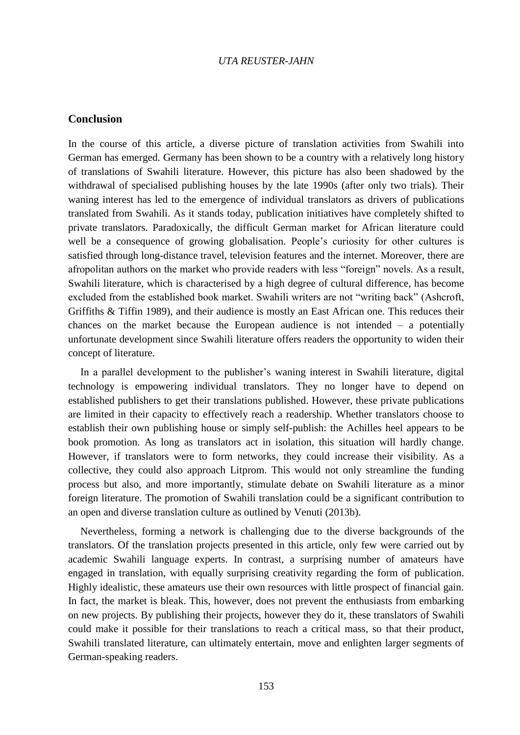## Conclusion

In the course of this article, a diverse picture of translation activities from Swahili into German has emerged. Germany has been shown to be a country with a relatively long history of translations of Swahili literature. However, this picture has also been shadowed by the withdrawal of specialised publishing houses by the late 1990s (after only two trials). Their waning interest has led to the emergence of individual translators as drivers of publications translated from Swahili. As it stands today, publication initiatives have completely shifted to private translators. Paradoxically, the difficult German market for African literature could well be a consequence of growing globalisation. People's curiosity for other cultures is satisfied through long-distance travel, television features and the internet. Moreover, there are afropolitan authors on the market who provide readers with less "foreign" novels. As a result, Swahili literature, which is characterised by a high degree of cultural difference, has become excluded from the established book market. Swahili writers are not "writing back" (Ashcroft, Griffiths & Tiffin 1989), and their audience is mostly an East African one. This reduces their chances on the market because the European audience is not intended – a potentially unfortunate development since Swahili literature offers readers the opportunity to widen their concept of literature.

In a parallel development to the publisher's waning interest in Swahili literature, digital technology is empowering individual translators. They no longer have to depend on established publishers to get their translations published. However, these private publications are limited in their capacity to effectively reach a readership. Whether translators choose to establish their own publishing house or simply self-publish: the Achilles heel appears to be book promotion. As long as translators act in isolation, this situation will hardly change. However, if translators were to form networks, they could increase their visibility. As a collective, they could also approach Litprom. This would not only streamline the funding process but also, and more importantly, stimulate debate on Swahili literature as a minor foreign literature. The promotion of Swahili translation could be a significant contribution to an open and diverse translation culture as outlined by Venuti (2013b).

Nevertheless, forming a network is challenging due to the diverse backgrounds of the translators. Of the translation projects presented in this article, only few were carried out by academic Swahili language experts. In contrast, a surprising number of amateurs have engaged in translation, with equally surprising creativity regarding the form of publication. Highly idealistic, these amateurs use their own resources with little prospect of financial gain. In fact, the market is bleak. This, however, does not prevent the enthusiasts from embarking on new projects. By publishing their projects, however they do it, these translators of Swahili could make it possible for their translations to reach a critical mass, so that their product, Swahili translated literature, can ultimately entertain, move and enlighten larger segments of German-speaking readers.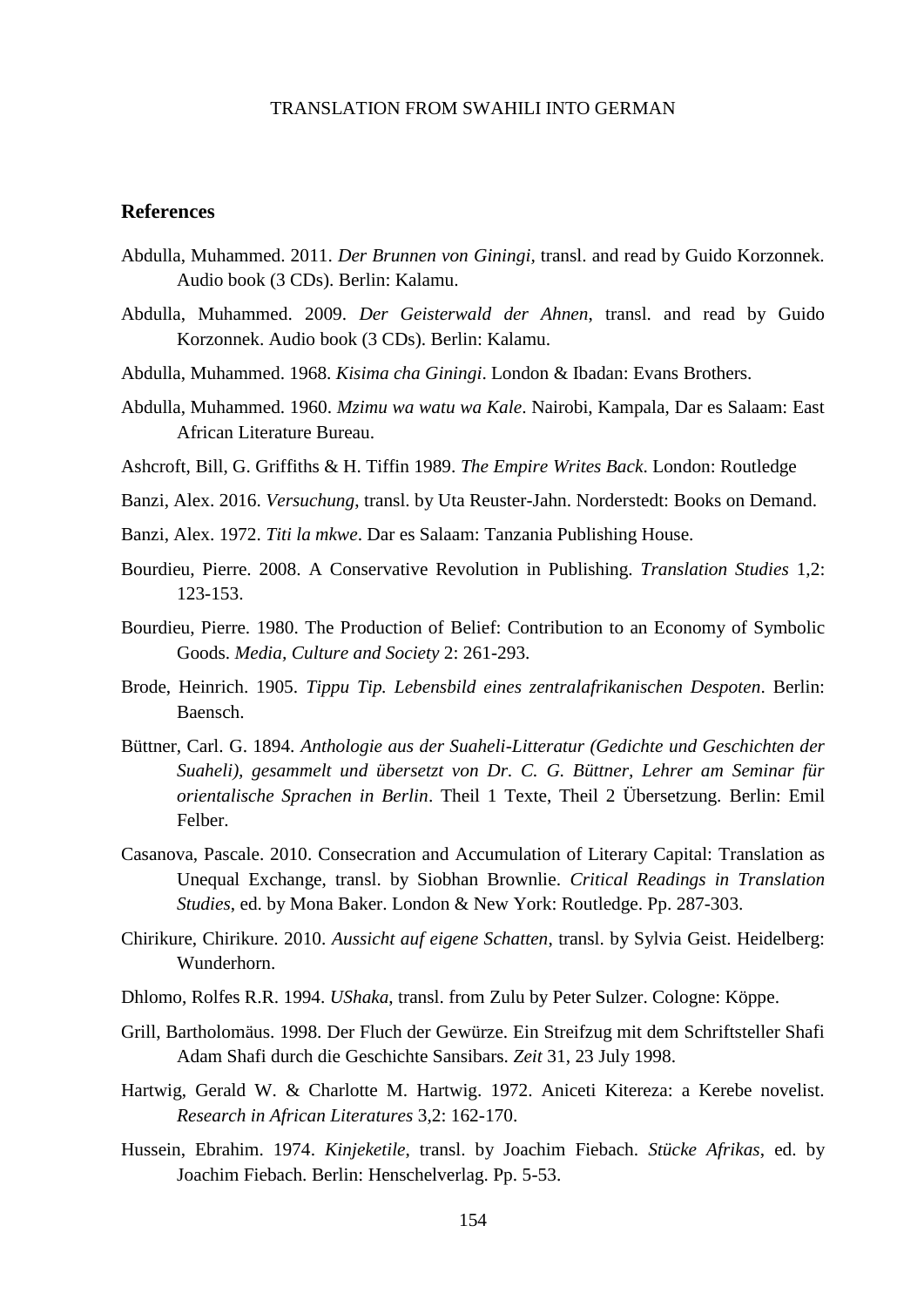## References

Abdulla, Muhammed. 2011. *Der Brunnen von Giningi*, transl. and read by Guido Korzonnek. Audio book (3 CDs). Berlin: Kalamu.

Abdulla, Muhammed. 2009. *Der Geisterwald der Ahnen*, transl. and read by Guido Korzonnek. Audio book (3 CDs). Berlin: Kalamu.

Abdulla, Muhammed. 1968. *Kisima cha Giningi*. London & Ibadan: Evans Brothers.

Abdulla, Muhammed. 1960. *Mzimu wa watu wa Kale*. Nairobi, Kampala, Dar es Salaam: East African Literature Bureau.

Ashcroft, Bill, G. Griffiths & H. Tiffin 1989. *The Empire Writes Back*. London: Routledge

Banzi, Alex. 2016. *Versuchung*, transl. by Uta Reuster-Jahn. Norderstedt: Books on Demand.

Banzi, Alex. 1972. *Titi la mkwe*. Dar es Salaam: Tanzania Publishing House.

Bourdieu, Pierre. 2008. A Conservative Revolution in Publishing. *Translation Studies* 1,2: 123-153.

Bourdieu, Pierre. 1980. The Production of Belief: Contribution to an Economy of Symbolic Goods. *Media, Culture and Society* 2: 261-293.

Brode, Heinrich. 1905. *Tippu Tip. Lebensbild eines zentralafrikanischen Despoten*. Berlin: Baensch.

Büttner, Carl. G. 1894. *Anthologie aus der Suaheli-Litteratur (Gedichte und Geschichten der Suaheli), gesammelt und übersetzt von Dr. C. G. Büttner, Lehrer am Seminar für orientalische Sprachen in Berlin*. Theil 1 Texte, Theil 2 Übersetzung. Berlin: Emil Felber.

Casanova, Pascale. 2010. Consecration and Accumulation of Literary Capital: Translation as Unequal Exchange, transl. by Siobhan Brownlie. *Critical Readings in Translation Studies*, ed. by Mona Baker. London & New York: Routledge. Pp. 287-303.

Chirikure, Chirikure. 2010. *Aussicht auf eigene Schatten*, transl. by Sylvia Geist. Heidelberg: Wunderhorn.

Dhlomo, Rolfes R.R. 1994. *UShaka*, transl. from Zulu by Peter Sulzer. Cologne: Köppe.

Grill, Bartholomäus. 1998. Der Fluch der Gewürze. Ein Streifzug mit dem Schriftsteller Shafi Adam Shafi durch die Geschichte Sansibars. *Zeit* 31, 23 July 1998.

Hartwig, Gerald W. & Charlotte M. Hartwig. 1972. Aniceti Kitereza: a Kerebe novelist. *Research in African Literatures* 3,2: 162-170.

Hussein, Ebrahim. 1974. *Kinjeketile*, transl. by Joachim Fiebach. *Stücke Afrikas*, ed. by Joachim Fiebach. Berlin: Henschelverlag. Pp. 5-53.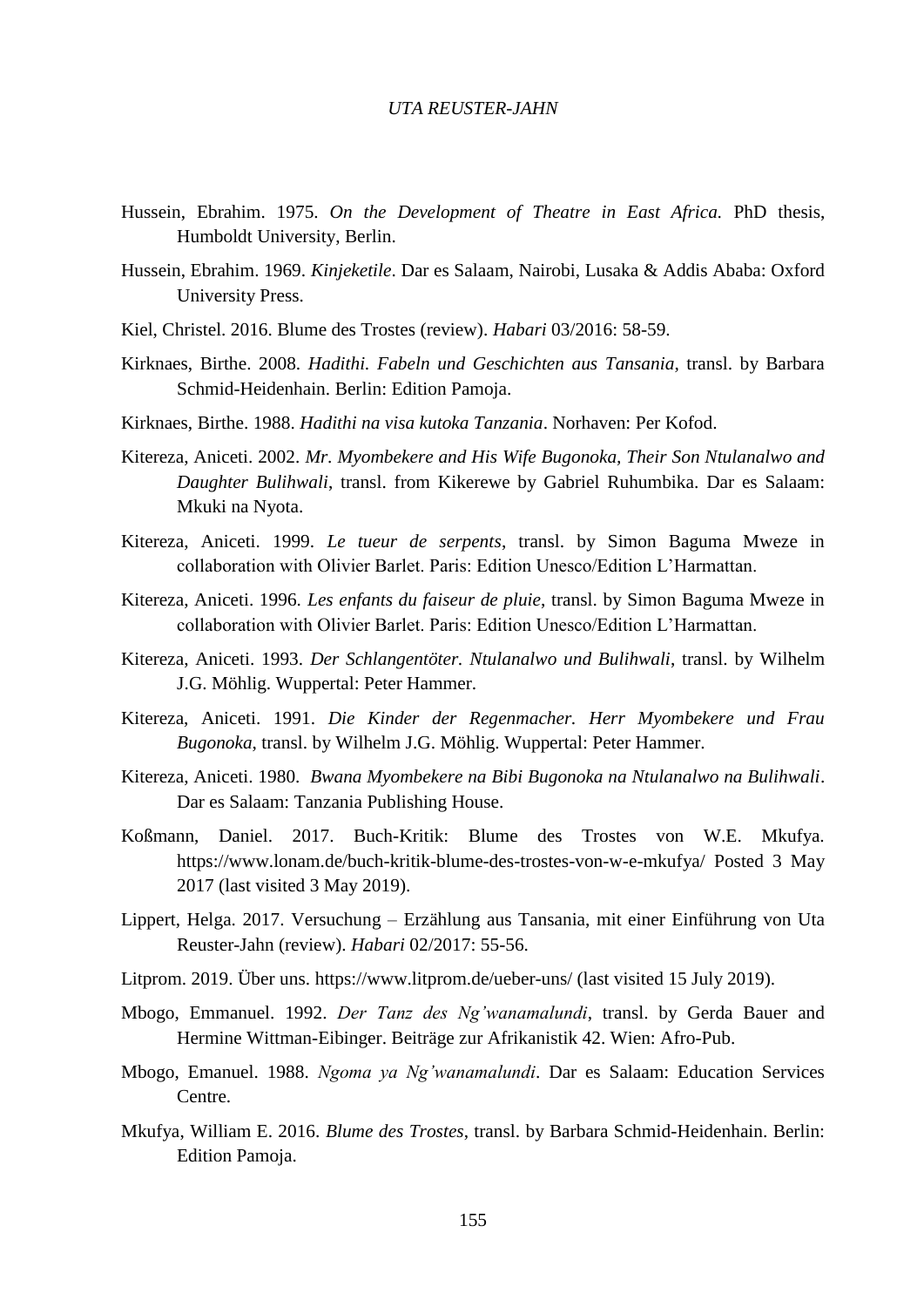Hussein, Ebrahim. 1975. *On the Development of Theatre in East Africa.* PhD thesis, Humboldt University, Berlin.

Hussein, Ebrahim. 1969. *Kinjeketile*. Dar es Salaam, Nairobi, Lusaka & Addis Ababa: Oxford University Press.

Kiel, Christel. 2016. Blume des Trostes (review). *Habari* 03/2016: 58-59.

Kirknaes, Birthe. 2008. *Hadithi. Fabeln und Geschichten aus Tansania*, transl. by Barbara Schmid-Heidenhain. Berlin: Edition Pamoja.

Kirknaes, Birthe. 1988. *Hadithi na visa kutoka Tanzania*. Norhaven: Per Kofod.

Kitereza, Aniceti. 2002. *Mr. Myombekere and His Wife Bugonoka, Their Son Ntulanalwo and Daughter Bulihwali*, transl. from Kikerewe by Gabriel Ruhumbika. Dar es Salaam: Mkuki na Nyota.

Kitereza, Aniceti. 1999. *Le tueur de serpents*, transl. by Simon Baguma Mweze in collaboration with Olivier Barlet. Paris: Edition Unesco/Edition L'Harmattan.

Kitereza, Aniceti. 1996. *Les enfants du faiseur de pluie*, transl. by Simon Baguma Mweze in collaboration with Olivier Barlet. Paris: Edition Unesco/Edition L'Harmattan.

Kitereza, Aniceti. 1993. *Der Schlangentöter. Ntulanalwo und Bulihwali*, transl. by Wilhelm J.G. Möhlig. Wuppertal: Peter Hammer.

Kitereza, Aniceti. 1991. *Die Kinder der Regenmacher. Herr Myombekere und Frau Bugonoka*, transl. by Wilhelm J.G. Möhlig. Wuppertal: Peter Hammer.

Kitereza, Aniceti. 1980. *Bwana Myombekere na Bibi Bugonoka na Ntulanalwo na Bulihwali*. Dar es Salaam: Tanzania Publishing House.

Koßmann, Daniel. 2017. Buch-Kritik: Blume des Trostes von W.E. Mkufya. https://www.lonam.de/buch-kritik-blume-des-trostes-von-w-e-mkufya/ Posted 3 May 2017 (last visited 3 May 2019).

Lippert, Helga. 2017. Versuchung – Erzählung aus Tansania, mit einer Einführung von Uta Reuster-Jahn (review). *Habari* 02/2017: 55-56.

Litprom. 2019. Über uns. https://www.litprom.de/ueber-uns/ (last visited 15 July 2019).

Mbogo, Emmanuel. 1992. *Der Tanz des Ng'wanamalundi*, transl. by Gerda Bauer and Hermine Wittman-Eibinger. Beiträge zur Afrikanistik 42. Wien: Afro-Pub.

Mbogo, Emanuel. 1988. *Ngoma ya Ng'wanamalundi*. Dar es Salaam: Education Services Centre.

Mkufya, William E. 2016. *Blume des Trostes*, transl. by Barbara Schmid-Heidenhain. Berlin: Edition Pamoja.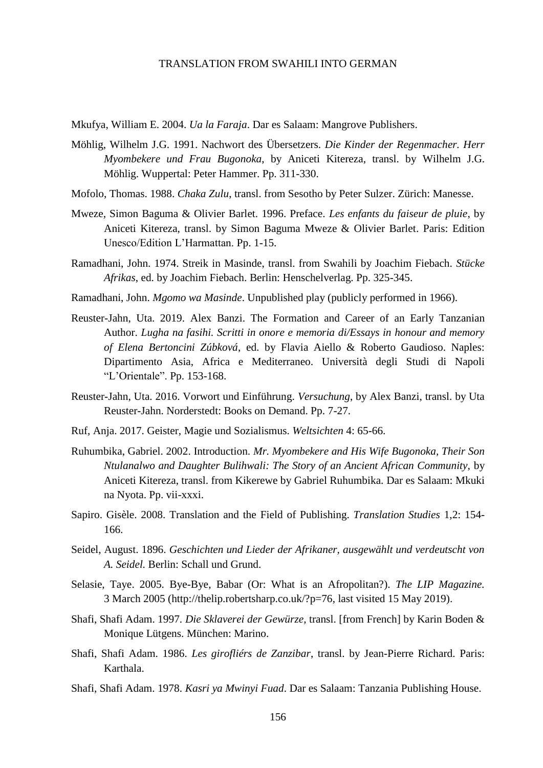Mkufya, William E. 2004. *Ua la Faraja*. Dar es Salaam: Mangrove Publishers.

Möhlig, Wilhelm J.G. 1991. Nachwort des Übersetzers. *Die Kinder der Regenmacher. Herr Myombekere und Frau Bugonoka*, by Aniceti Kitereza, transl. by Wilhelm J.G. Möhlig. Wuppertal: Peter Hammer. Pp. 311-330.

Mofolo, Thomas. 1988. *Chaka Zulu*, transl. from Sesotho by Peter Sulzer. Zürich: Manesse.

Mweze, Simon Baguma & Olivier Barlet. 1996. Preface. *Les enfants du faiseur de pluie*, by Aniceti Kitereza, transl. by Simon Baguma Mweze & Olivier Barlet. Paris: Edition Unesco/Edition L'Harmattan. Pp. 1-15.

Ramadhani, John. 1974. Streik in Masinde, transl. from Swahili by Joachim Fiebach. *Stücke Afrikas*, ed. by Joachim Fiebach. Berlin: Henschelverlag. Pp. 325-345.

Ramadhani, John. *Mgomo wa Masinde*. Unpublished play (publicly performed in 1966).

Reuster-Jahn, Uta. 2019. Alex Banzi. The Formation and Career of an Early Tanzanian Author. *Lugha na fasihi. Scritti in onore e memoria di/Essays in honour and memory of Elena Bertoncini Zúbková*, ed. by Flavia Aiello & Roberto Gaudioso. Naples: Dipartimento Asia, Africa e Mediterraneo. Università degli Studi di Napoli "L'Orientale". Pp. 153-168.

Reuster-Jahn, Uta. 2016. Vorwort und Einführung. *Versuchung*, by Alex Banzi, transl. by Uta Reuster-Jahn. Norderstedt: Books on Demand. Pp. 7-27.

Ruf, Anja. 2017. Geister, Magie und Sozialismus. *Weltsichten* 4: 65-66.

Ruhumbika, Gabriel. 2002. Introduction. *Mr. Myombekere and His Wife Bugonoka, Their Son Ntulanalwo and Daughter Bulihwali: The Story of an Ancient African Community,* by Aniceti Kitereza, transl. from Kikerewe by Gabriel Ruhumbika. Dar es Salaam: Mkuki na Nyota. Pp. vii-xxxi.

Sapiro. Gisèle. 2008. Translation and the Field of Publishing. *Translation Studies* 1,2: 154-166.

Seidel, August. 1896. *Geschichten und Lieder der Afrikaner, ausgewählt und verdeutscht von A. Seidel.* Berlin: Schall und Grund.

Selasie, Taye. 2005. Bye-Bye, Babar (Or: What is an Afropolitan?). *The LIP Magazine.* 3 March 2005 (http://thelip.robertsharp.co.uk/?p=76, last visited 15 May 2019).

Shafi, Shafi Adam. 1997. *Die Sklaverei der Gewürze*, transl. [from French] by Karin Boden & Monique Lütgens. München: Marino.

Shafi, Shafi Adam. 1986. *Les girofliérs de Zanzibar*, transl. by Jean-Pierre Richard. Paris: Karthala.

Shafi, Shafi Adam. 1978. *Kasri ya Mwinyi Fuad*. Dar es Salaam: Tanzania Publishing House.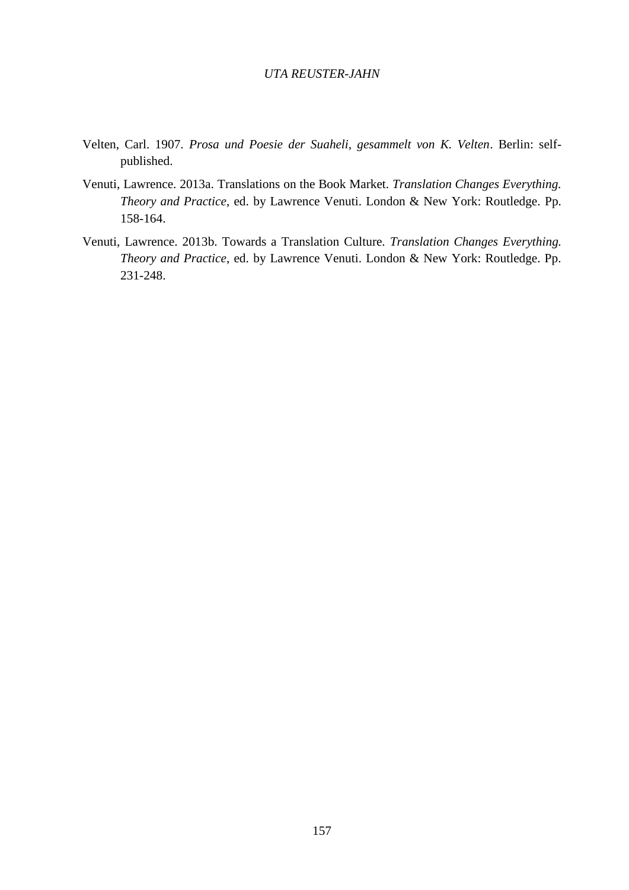Velten, Carl. 1907. *Prosa und Poesie der Suaheli, gesammelt von K. Velten*. Berlin: self-published.

Venuti, Lawrence. 2013a. Translations on the Book Market. *Translation Changes Everything. Theory and Practice*, ed. by Lawrence Venuti. London & New York: Routledge. Pp. 158-164.

Venuti, Lawrence. 2013b. Towards a Translation Culture. *Translation Changes Everything. Theory and Practice*, ed. by Lawrence Venuti. London & New York: Routledge. Pp. 231-248.